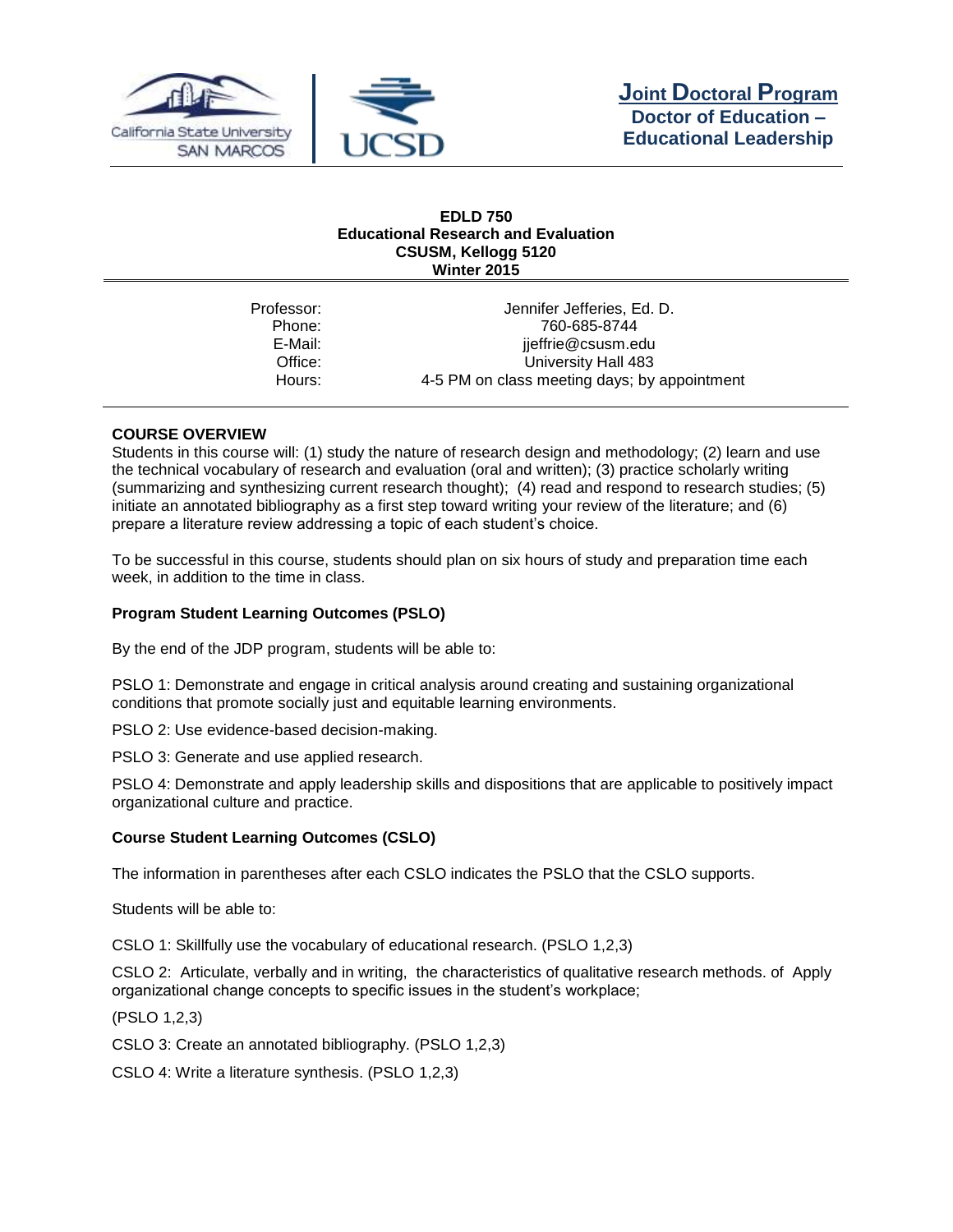**Joint Doctoral Program**
**Doctor of Education – Educational Leadership**

**EDLD 750**
**Educational Research and Evaluation**
**CSUSM, Kellogg 5120**
**Winter 2015**

| | |
|---|---|
| Professor: | Jennifer Jefferies, Ed. D. |
| Phone: | 760-685-8744 |
| E-Mail: | jjeffrie@csusm.edu |
| Office: | University Hall 483 |
| Hours: | 4-5 PM on class meeting days; by appointment |

## COURSE OVERVIEW

Students in this course will: (1) study the nature of research design and methodology; (2) learn and use the technical vocabulary of research and evaluation (oral and written); (3) practice scholarly writing (summarizing and synthesizing current research thought); (4) read and respond to research studies; (5) initiate an annotated bibliography as a first step toward writing your review of the literature; and (6) prepare a literature review addressing a topic of each student's choice.

To be successful in this course, students should plan on six hours of study and preparation time each week, in addition to the time in class.

### Program Student Learning Outcomes (PSLO)

By the end of the JDP program, students will be able to:

PSLO 1: Demonstrate and engage in critical analysis around creating and sustaining organizational conditions that promote socially just and equitable learning environments.

PSLO 2: Use evidence-based decision-making.

PSLO 3: Generate and use applied research.

PSLO 4: Demonstrate and apply leadership skills and dispositions that are applicable to positively impact organizational culture and practice.

### Course Student Learning Outcomes (CSLO)

The information in parentheses after each CSLO indicates the PSLO that the CSLO supports.

Students will be able to:

CSLO 1: Skillfully use the vocabulary of educational research. (PSLO 1,2,3)

CSLO 2: Articulate, verbally and in writing, the characteristics of qualitative research methods. of Apply organizational change concepts to specific issues in the student's workplace;

(PSLO 1,2,3)

CSLO 3: Create an annotated bibliography. (PSLO 1,2,3)

CSLO 4: Write a literature synthesis. (PSLO 1,2,3)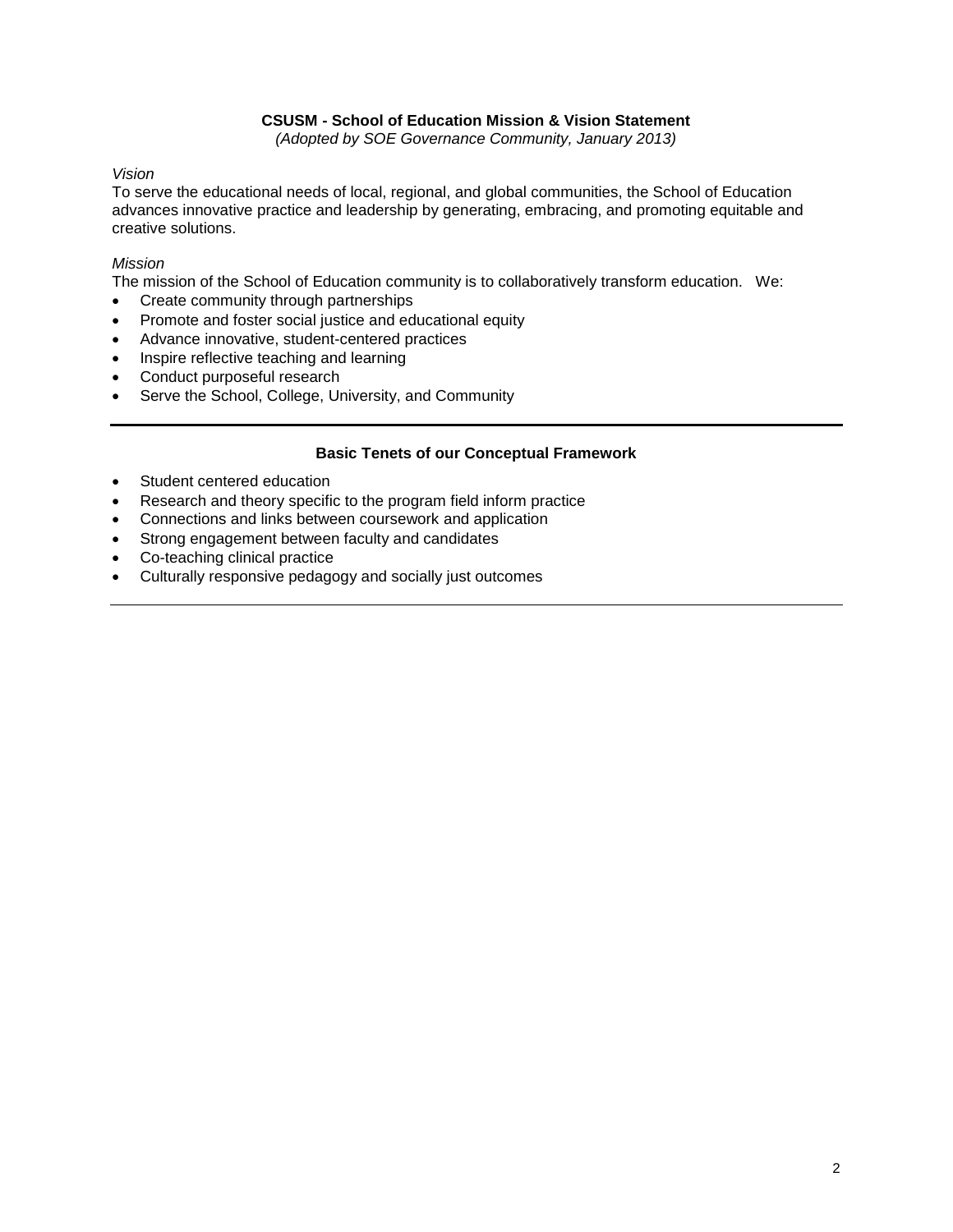## CSUSM - School of Education Mission & Vision Statement

*(Adopted by SOE Governance Community, January 2013)*

*Vision*

To serve the educational needs of local, regional, and global communities, the School of Education advances innovative practice and leadership by generating, embracing, and promoting equitable and creative solutions.

*Mission*

The mission of the School of Education community is to collaboratively transform education. We:

- Create community through partnerships
- Promote and foster social justice and educational equity
- Advance innovative, student-centered practices
- Inspire reflective teaching and learning
- Conduct purposeful research
- Serve the School, College, University, and Community

---

## Basic Tenets of our Conceptual Framework

- Student centered education
- Research and theory specific to the program field inform practice
- Connections and links between coursework and application
- Strong engagement between faculty and candidates
- Co-teaching clinical practice
- Culturally responsive pedagogy and socially just outcomes

---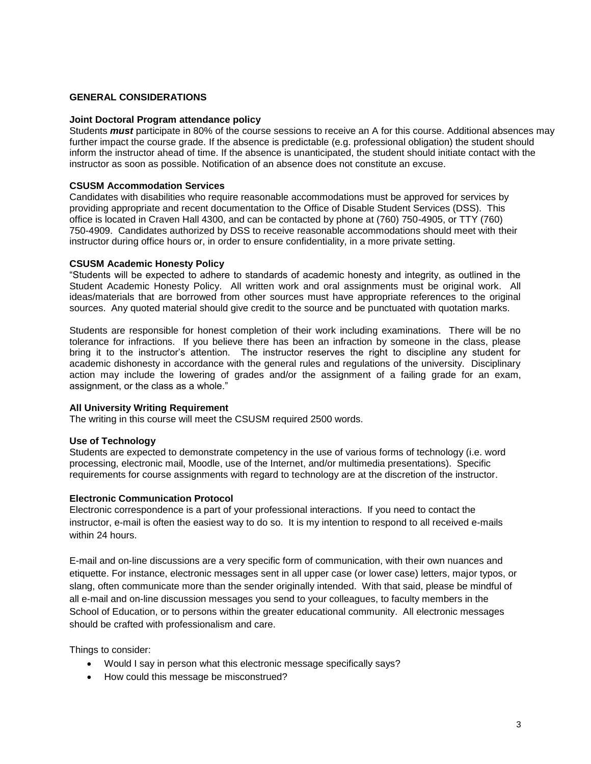## GENERAL CONSIDERATIONS

### Joint Doctoral Program attendance policy

Students ***must*** participate in 80% of the course sessions to receive an A for this course. Additional absences may further impact the course grade. If the absence is predictable (e.g. professional obligation) the student should inform the instructor ahead of time. If the absence is unanticipated, the student should initiate contact with the instructor as soon as possible. Notification of an absence does not constitute an excuse.

### CSUSM Accommodation Services

Candidates with disabilities who require reasonable accommodations must be approved for services by providing appropriate and recent documentation to the Office of Disable Student Services (DSS). This office is located in Craven Hall 4300, and can be contacted by phone at (760) 750-4905, or TTY (760) 750-4909. Candidates authorized by DSS to receive reasonable accommodations should meet with their instructor during office hours or, in order to ensure confidentiality, in a more private setting.

### CSUSM Academic Honesty Policy

"Students will be expected to adhere to standards of academic honesty and integrity, as outlined in the Student Academic Honesty Policy. All written work and oral assignments must be original work. All ideas/materials that are borrowed from other sources must have appropriate references to the original sources. Any quoted material should give credit to the source and be punctuated with quotation marks.

Students are responsible for honest completion of their work including examinations. There will be no tolerance for infractions. If you believe there has been an infraction by someone in the class, please bring it to the instructor's attention. The instructor reserves the right to discipline any student for academic dishonesty in accordance with the general rules and regulations of the university. Disciplinary action may include the lowering of grades and/or the assignment of a failing grade for an exam, assignment, or the class as a whole."

### All University Writing Requirement

The writing in this course will meet the CSUSM required 2500 words.

### Use of Technology

Students are expected to demonstrate competency in the use of various forms of technology (i.e. word processing, electronic mail, Moodle, use of the Internet, and/or multimedia presentations). Specific requirements for course assignments with regard to technology are at the discretion of the instructor.

### Electronic Communication Protocol

Electronic correspondence is a part of your professional interactions. If you need to contact the instructor, e-mail is often the easiest way to do so. It is my intention to respond to all received e-mails within 24 hours.

E-mail and on-line discussions are a very specific form of communication, with their own nuances and etiquette. For instance, electronic messages sent in all upper case (or lower case) letters, major typos, or slang, often communicate more than the sender originally intended. With that said, please be mindful of all e-mail and on-line discussion messages you send to your colleagues, to faculty members in the School of Education, or to persons within the greater educational community. All electronic messages should be crafted with professionalism and care.

Things to consider:

- Would I say in person what this electronic message specifically says?
- How could this message be misconstrued?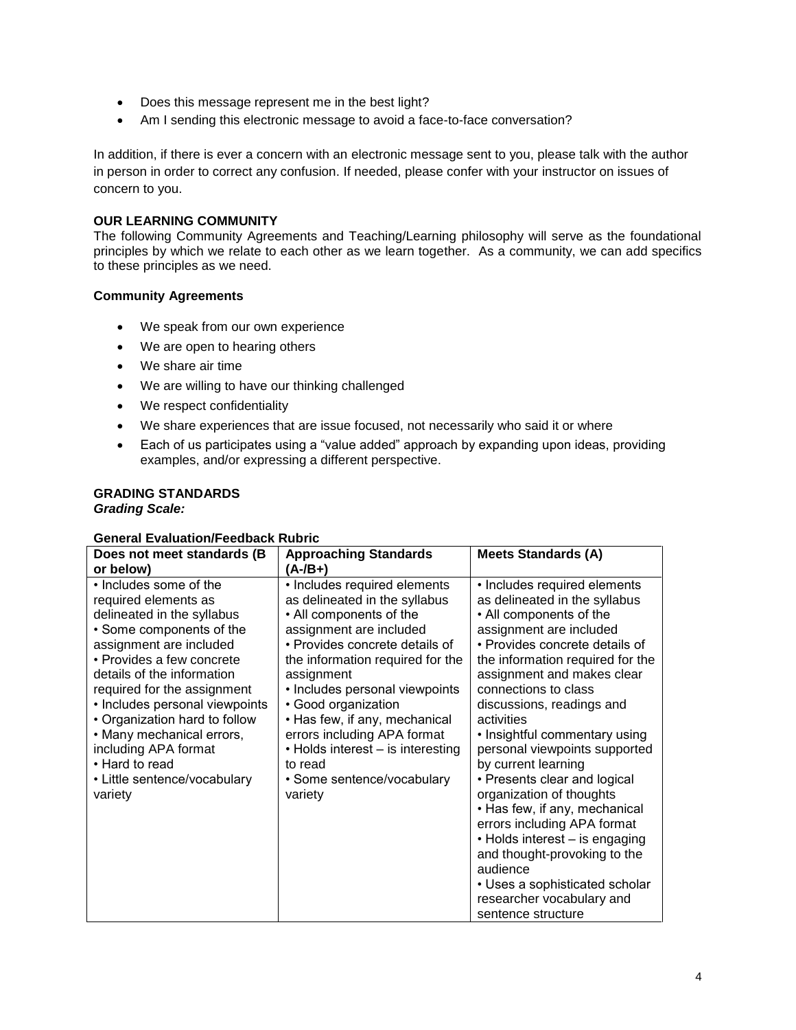- Does this message represent me in the best light?
- Am I sending this electronic message to avoid a face-to-face conversation?

In addition, if there is ever a concern with an electronic message sent to you, please talk with the author in person in order to correct any confusion. If needed, please confer with your instructor on issues of concern to you.

**OUR LEARNING COMMUNITY**

The following Community Agreements and Teaching/Learning philosophy will serve as the foundational principles by which we relate to each other as we learn together. As a community, we can add specifics to these principles as we need.

**Community Agreements**

- We speak from our own experience
- We are open to hearing others
- We share air time
- We are willing to have our thinking challenged
- We respect confidentiality
- We share experiences that are issue focused, not necessarily who said it or where
- Each of us participates using a "value added" approach by expanding upon ideas, providing examples, and/or expressing a different perspective.

**GRADING STANDARDS**

***Grading Scale:***

**General Evaluation/Feedback Rubric**

| Does not meet standards (B or below) | Approaching Standards (A-/B+) | Meets Standards (A) |
|---|---|---|
| • Includes some of the required elements as delineated in the syllabus<br>• Some components of the assignment are included<br>• Provides a few concrete details of the information required for the assignment<br>• Includes personal viewpoints<br>• Organization hard to follow<br>• Many mechanical errors, including APA format<br>• Hard to read<br>• Little sentence/vocabulary variety | • Includes required elements as delineated in the syllabus<br>• All components of the assignment are included<br>• Provides concrete details of the information required for the assignment<br>• Includes personal viewpoints<br>• Good organization<br>• Has few, if any, mechanical errors including APA format<br>• Holds interest – is interesting to read<br>• Some sentence/vocabulary variety | • Includes required elements as delineated in the syllabus<br>• All components of the assignment are included<br>• Provides concrete details of the information required for the assignment and makes clear connections to class discussions, readings and activities<br>• Insightful commentary using personal viewpoints supported by current learning<br>• Presents clear and logical organization of thoughts<br>• Has few, if any, mechanical errors including APA format<br>• Holds interest – is engaging and thought-provoking to the audience<br>• Uses a sophisticated scholar researcher vocabulary and sentence structure |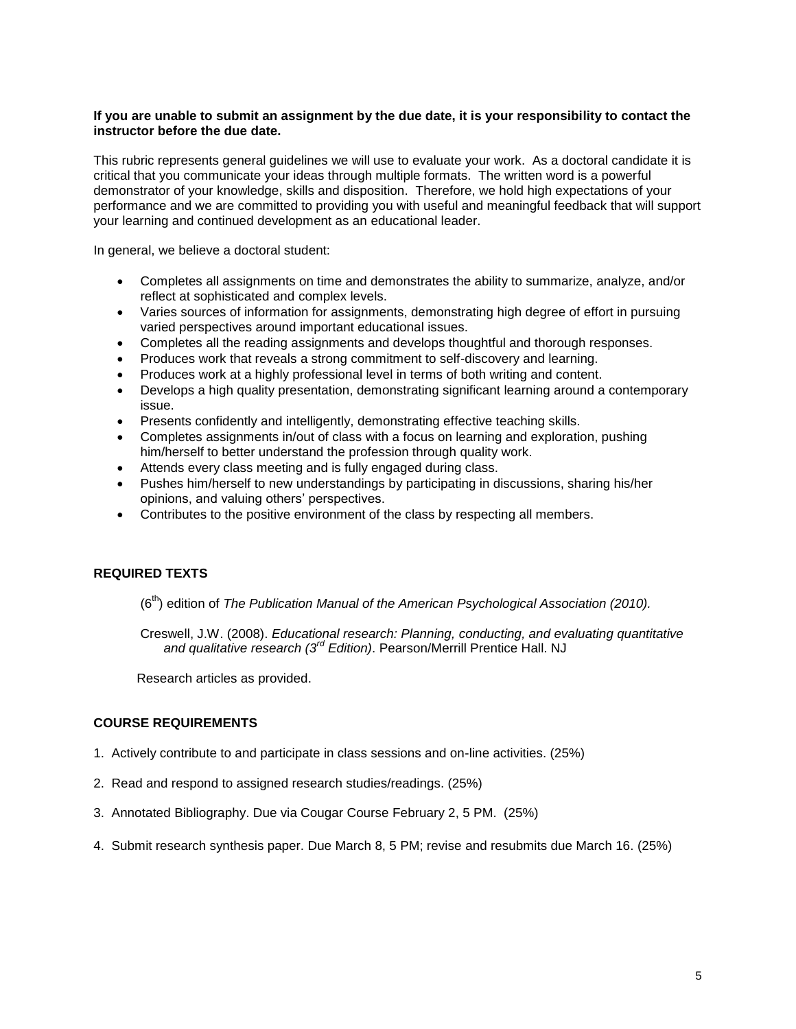**If you are unable to submit an assignment by the due date, it is your responsibility to contact the instructor before the due date.**

This rubric represents general guidelines we will use to evaluate your work. As a doctoral candidate it is critical that you communicate your ideas through multiple formats. The written word is a powerful demonstrator of your knowledge, skills and disposition. Therefore, we hold high expectations of your performance and we are committed to providing you with useful and meaningful feedback that will support your learning and continued development as an educational leader.

In general, we believe a doctoral student:

- Completes all assignments on time and demonstrates the ability to summarize, analyze, and/or reflect at sophisticated and complex levels.
- Varies sources of information for assignments, demonstrating high degree of effort in pursuing varied perspectives around important educational issues.
- Completes all the reading assignments and develops thoughtful and thorough responses.
- Produces work that reveals a strong commitment to self-discovery and learning.
- Produces work at a highly professional level in terms of both writing and content.
- Develops a high quality presentation, demonstrating significant learning around a contemporary issue.
- Presents confidently and intelligently, demonstrating effective teaching skills.
- Completes assignments in/out of class with a focus on learning and exploration, pushing him/herself to better understand the profession through quality work.
- Attends every class meeting and is fully engaged during class.
- Pushes him/herself to new understandings by participating in discussions, sharing his/her opinions, and valuing others' perspectives.
- Contributes to the positive environment of the class by respecting all members.

## REQUIRED TEXTS

(6th) edition of *The Publication Manual of the American Psychological Association (2010).*

Creswell, J.W. (2008). *Educational research: Planning, conducting, and evaluating quantitative and qualitative research (3rd Edition)*. Pearson/Merrill Prentice Hall. NJ

Research articles as provided.

## COURSE REQUIREMENTS

1. Actively contribute to and participate in class sessions and on-line activities. (25%)
2. Read and respond to assigned research studies/readings. (25%)
3. Annotated Bibliography. Due via Cougar Course February 2, 5 PM. (25%)
4. Submit research synthesis paper. Due March 8, 5 PM; revise and resubmits due March 16. (25%)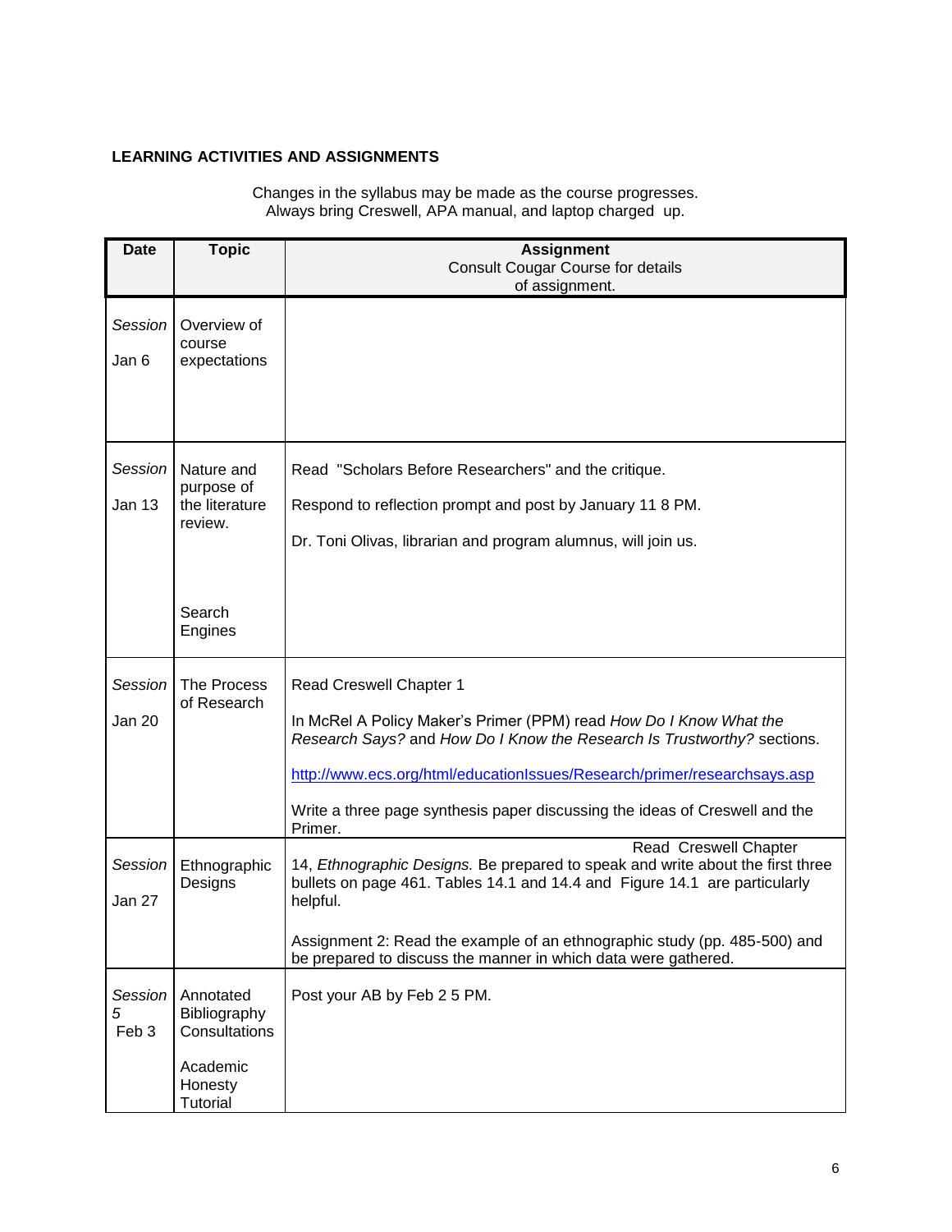**LEARNING ACTIVITIES AND ASSIGNMENTS**

Changes in the syllabus may be made as the course progresses.
Always bring Creswell, APA manual, and laptop charged up.

| Date | Topic | Assignment<br>Consult Cougar Course for details of assignment. |
|---|---|---|
| *Session*<br>Jan 6 | Overview of course expectations | |
| *Session*<br>Jan 13 | Nature and purpose of the literature review.<br><br>Search Engines | Read "Scholars Before Researchers" and the critique.<br><br>Respond to reflection prompt and post by January 11 8 PM.<br><br>Dr. Toni Olivas, librarian and program alumnus, will join us. |
| *Session*<br>Jan 20 | The Process of Research | Read Creswell Chapter 1<br><br>In McRel A Policy Maker's Primer (PPM) read *How Do I Know What the Research Says?* and *How Do I Know the Research Is Trustworthy?* sections.<br><br>http://www.ecs.org/html/educationIssues/Research/primer/researchsays.asp<br><br>Write a three page synthesis paper discussing the ideas of Creswell and the Primer. |
| *Session*<br>Jan 27 | Ethnographic Designs | Read Creswell Chapter 14, *Ethnographic Designs.* Be prepared to speak and write about the first three bullets on page 461. Tables 14.1 and 14.4 and Figure 14.1 are particularly helpful.<br><br>Assignment 2: Read the example of an ethnographic study (pp. 485-500) and be prepared to discuss the manner in which data were gathered. |
| *Session 5*<br>Feb 3 | Annotated Bibliography Consultations<br><br>Academic Honesty Tutorial | Post your AB by Feb 2 5 PM. |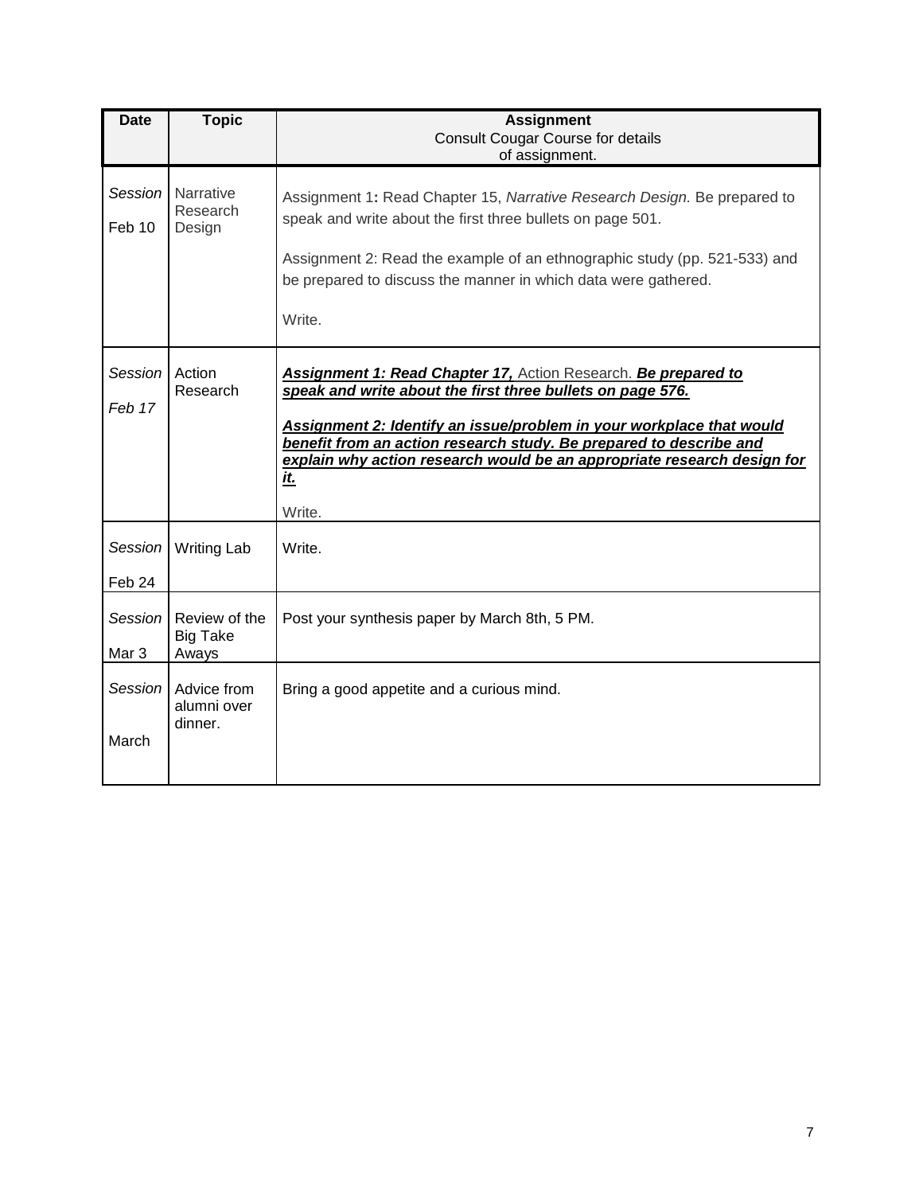| Date | Topic | Assignment<br>Consult Cougar Course for details of assignment. |
|---|---|---|
| *Session* Feb 10 | Narrative Research Design | Assignment 1**:** Read Chapter 15, *Narrative Research Design.* Be prepared to speak and write about the first three bullets on page 501.<br><br>Assignment 2: Read the example of an ethnographic study (pp. 521-533) and be prepared to discuss the manner in which data were gathered.<br><br>Write. |
| *Session* *Feb 17* | Action Research | ***Assignment 1: Read Chapter 17,*** Action Research. ***Be prepared to speak and write about the first three bullets on page 576.***<br><br>***Assignment 2: Identify an issue/problem in your workplace that would benefit from an action research study. Be prepared to describe and explain why action research would be an appropriate research design for it.***<br><br>Write. |
| *Session* Feb 24 | Writing Lab | Write. |
| *Session* Mar 3 | Review of the Big Take Aways | Post your synthesis paper by March 8th, 5 PM. |
| *Session* March | Advice from alumni over dinner. | Bring a good appetite and a curious mind. |